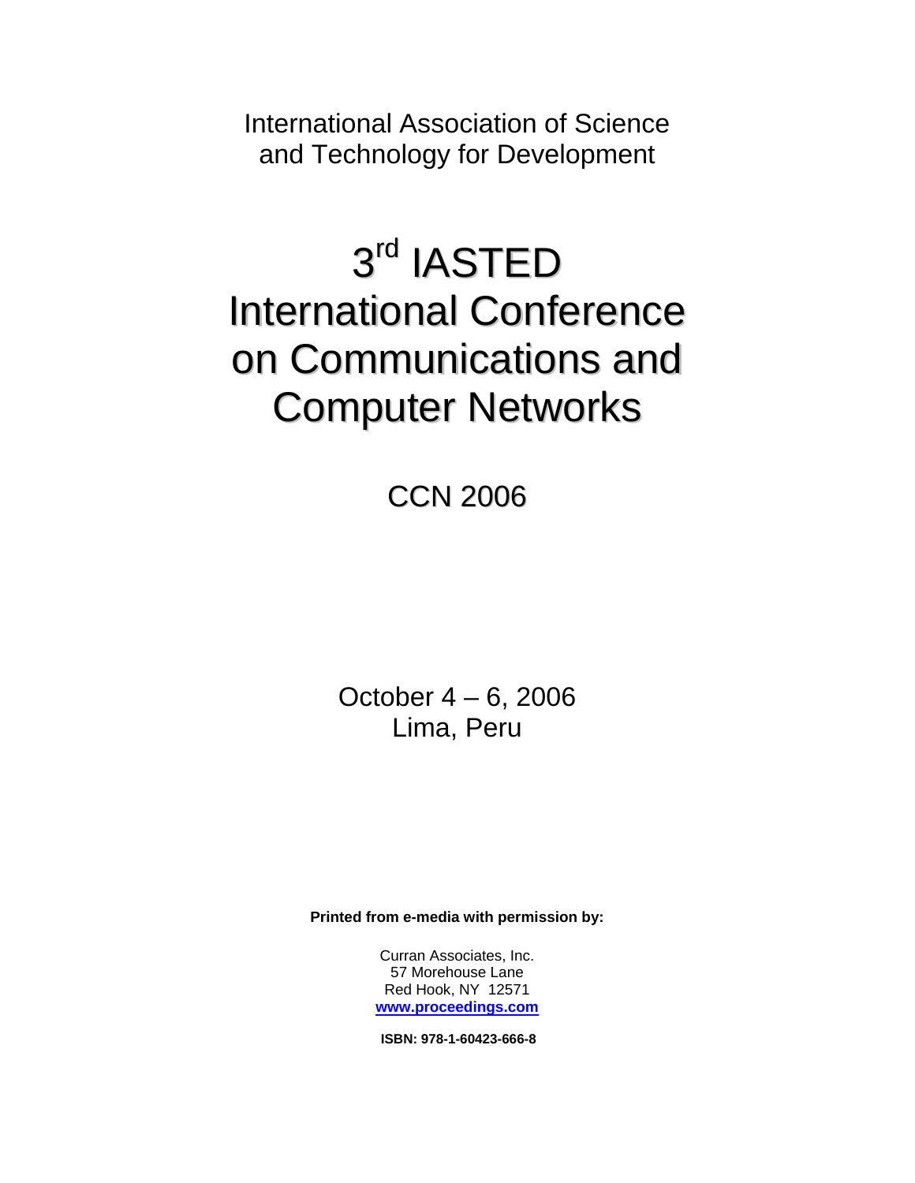International Association of Science and Technology for Development

# 3rd IASTED International Conference on Communications and Computer Networks

## CCN 2006

October 4 – 6, 2006
Lima, Peru

**Printed from e-media with permission by:**

Curran Associates, Inc.
57 Morehouse Lane
Red Hook, NY 12571
**www.proceedings.com**

**ISBN: 978-1-60423-666-8**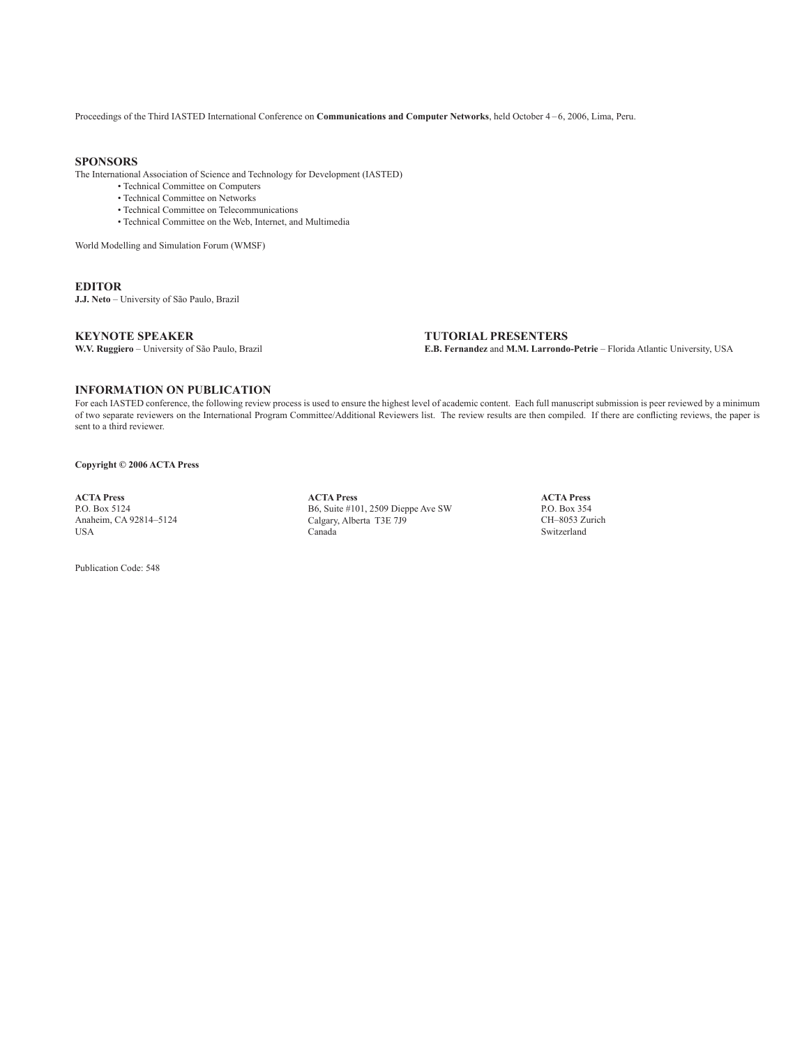Proceedings of the Third IASTED International Conference on **Communications and Computer Networks**, held October 4 – 6, 2006, Lima, Peru.

## SPONSORS

The International Association of Science and Technology for Development (IASTED)

- Technical Committee on Computers
- Technical Committee on Networks
- Technical Committee on Telecommunications
- Technical Committee on the Web, Internet, and Multimedia

World Modelling and Simulation Forum (WMSF)

## EDITOR

**J.J. Neto** – University of São Paulo, Brazil

## KEYNOTE SPEAKER

**W.V. Ruggiero** – University of São Paulo, Brazil

## TUTORIAL PRESENTERS

**E.B. Fernandez** and **M.M. Larrondo-Petrie** – Florida Atlantic University, USA

## INFORMATION ON PUBLICATION

For each IASTED conference, the following review process is used to ensure the highest level of academic content. Each full manuscript submission is peer reviewed by a minimum of two separate reviewers on the International Program Committee/Additional Reviewers list. The review results are then compiled. If there are conflicting reviews, the paper is sent to a third reviewer.

**Copyright © 2006 ACTA Press**

**ACTA Press**
P.O. Box 5124
Anaheim, CA 92814–5124
USA

**ACTA Press**
B6, Suite #101, 2509 Dieppe Ave SW
Calgary, Alberta T3E 7J9
Canada

**ACTA Press**
P.O. Box 354
CH–8053 Zurich
Switzerland

Publication Code: 548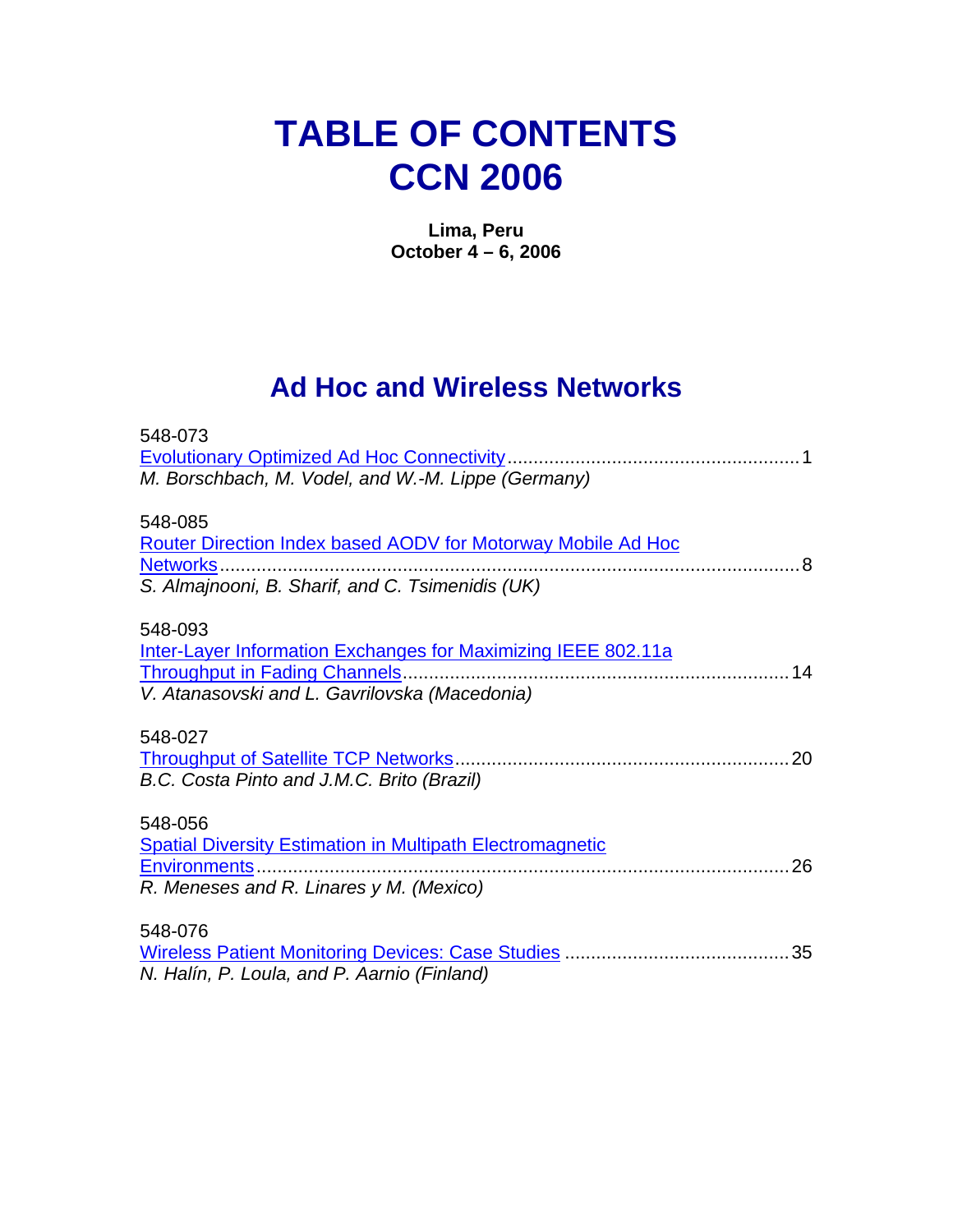# TABLE OF CONTENTS
# CCN 2006

**Lima, Peru**
**October 4 – 6, 2006**

## Ad Hoc and Wireless Networks

548-073
Evolutionary Optimized Ad Hoc Connectivity ........................................................ 1
*M. Borschbach, M. Vodel, and W.-M. Lippe (Germany)*

548-085
Router Direction Index based AODV for Motorway Mobile Ad Hoc Networks ........................................................ 8
*S. Almajnooni, B. Sharif, and C. Tsimenidis (UK)*

548-093
Inter-Layer Information Exchanges for Maximizing IEEE 802.11a Throughput in Fading Channels ........................................................ 14
*V. Atanasovski and L. Gavrilovska (Macedonia)*

548-027
Throughput of Satellite TCP Networks ........................................................ 20
*B.C. Costa Pinto and J.M.C. Brito (Brazil)*

548-056
Spatial Diversity Estimation in Multipath Electromagnetic Environments ........................................................ 26
*R. Meneses and R. Linares y M. (Mexico)*

548-076
Wireless Patient Monitoring Devices: Case Studies ........................................................ 35
*N. Halín, P. Loula, and P. Aarnio (Finland)*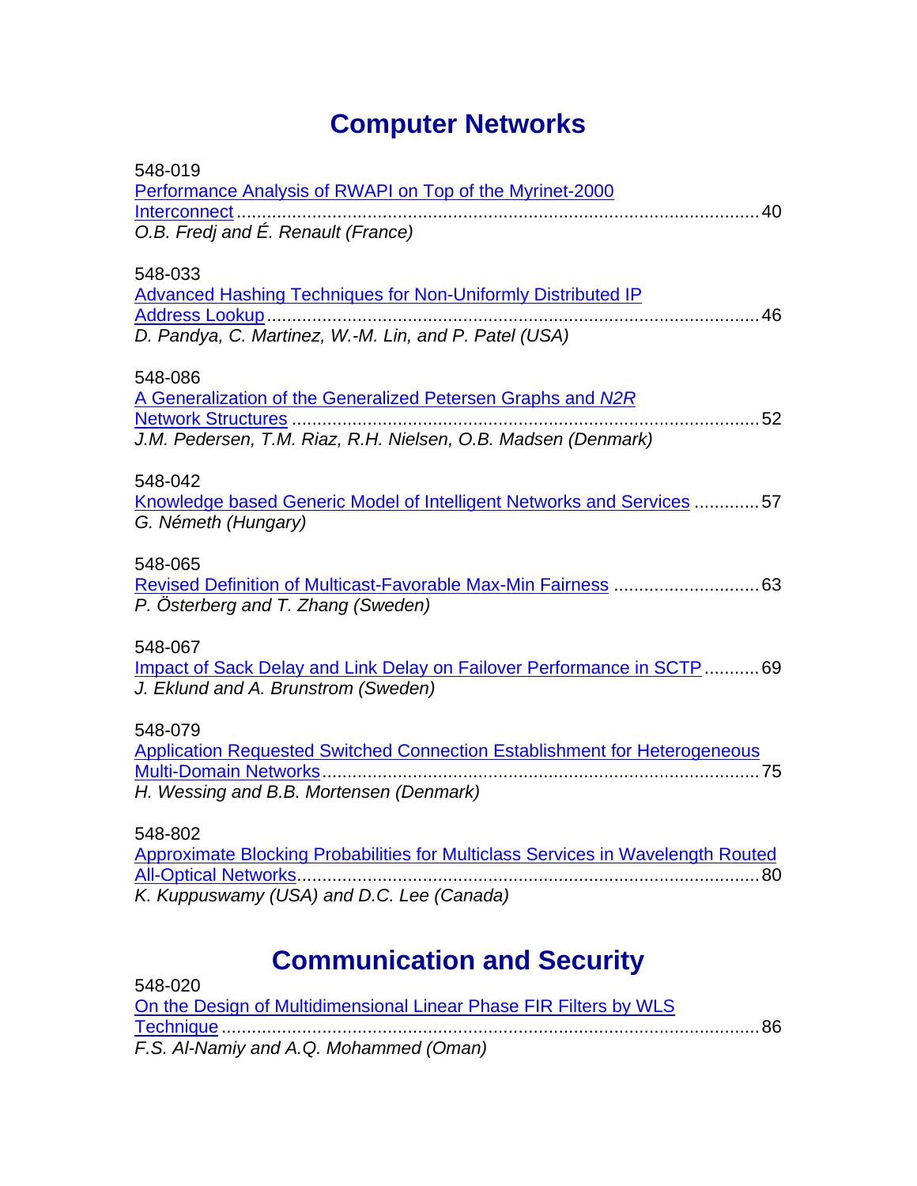# Computer Networks

548-019
Performance Analysis of RWAPI on Top of the Myrinet-2000 Interconnect ........................................ 40
*O.B. Fredj and É. Renault (France)*

548-033
Advanced Hashing Techniques for Non-Uniformly Distributed IP Address Lookup ........................................ 46
*D. Pandya, C. Martinez, W.-M. Lin, and P. Patel (USA)*

548-086
A Generalization of the Generalized Petersen Graphs and *N2R* Network Structures ........................................ 52
*J.M. Pedersen, T.M. Riaz, R.H. Nielsen, O.B. Madsen (Denmark)*

548-042
Knowledge based Generic Model of Intelligent Networks and Services ............. 57
*G. Németh (Hungary)*

548-065
Revised Definition of Multicast-Favorable Max-Min Fairness ............................. 63
*P. Österberg and T. Zhang (Sweden)*

548-067
Impact of Sack Delay and Link Delay on Failover Performance in SCTP ........... 69
*J. Eklund and A. Brunstrom (Sweden)*

548-079
Application Requested Switched Connection Establishment for Heterogeneous Multi-Domain Networks ........................................ 75
*H. Wessing and B.B. Mortensen (Denmark)*

548-802
Approximate Blocking Probabilities for Multiclass Services in Wavelength Routed All-Optical Networks ........................................ 80
*K. Kuppuswamy (USA) and D.C. Lee (Canada)*

# Communication and Security

548-020
On the Design of Multidimensional Linear Phase FIR Filters by WLS Technique ........................................ 86
*F.S. Al-Namiy and A.Q. Mohammed (Oman)*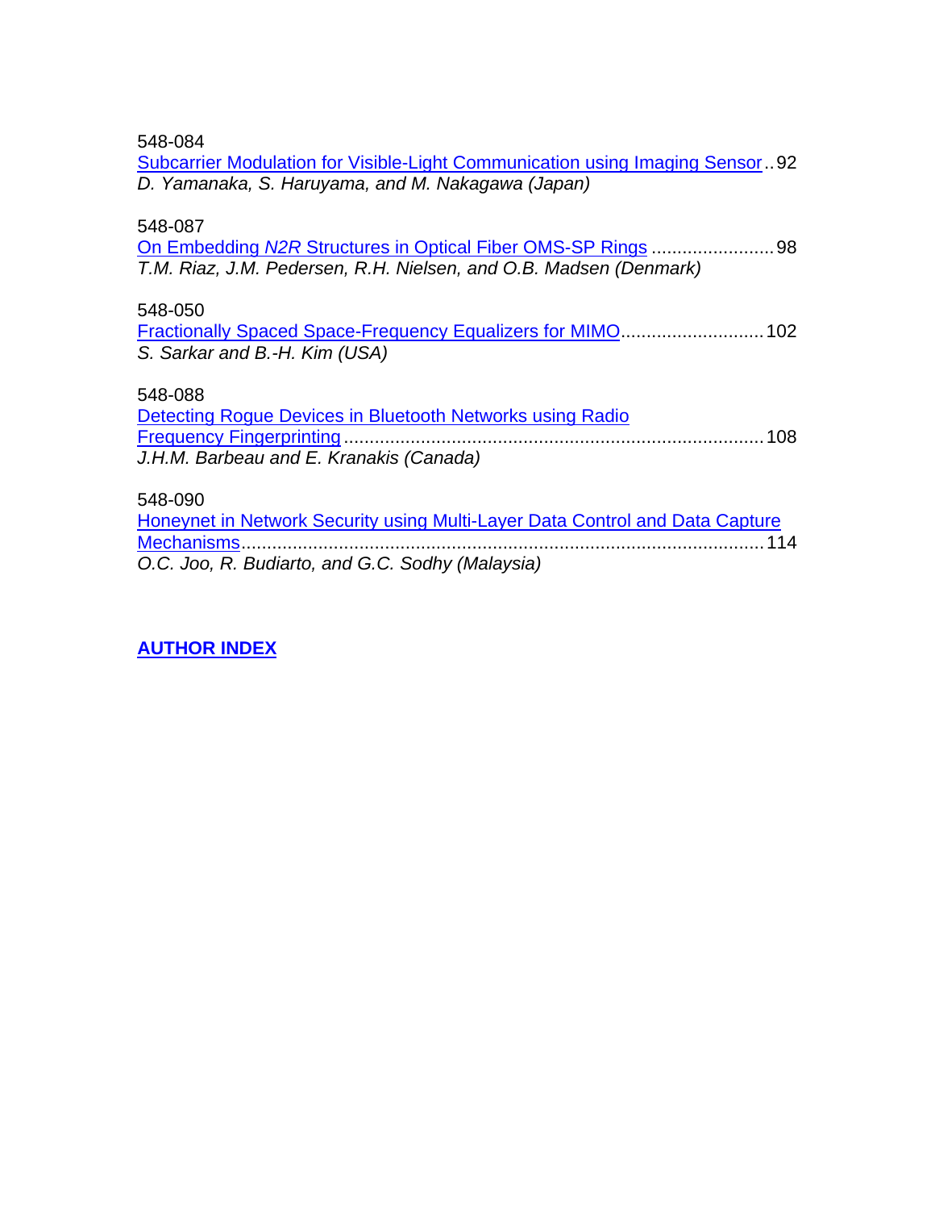548-084
Subcarrier Modulation for Visible-Light Communication using Imaging Sensor .. 92
*D. Yamanaka, S. Haruyama, and M. Nakagawa (Japan)*

548-087
On Embedding *N2R* Structures in Optical Fiber OMS-SP Rings ........................ 98
*T.M. Riaz, J.M. Pedersen, R.H. Nielsen, and O.B. Madsen (Denmark)*

548-050
Fractionally Spaced Space-Frequency Equalizers for MIMO............................ 102
*S. Sarkar and B.-H. Kim (USA)*

548-088
Detecting Rogue Devices in Bluetooth Networks using Radio Frequency Fingerprinting ................................................................................. 108
*J.H.M. Barbeau and E. Kranakis (Canada)*

548-090
Honeynet in Network Security using Multi-Layer Data Control and Data Capture Mechanisms..................................................................................................... 114
*O.C. Joo, R. Budiarto, and G.C. Sodhy (Malaysia)*

**AUTHOR INDEX**